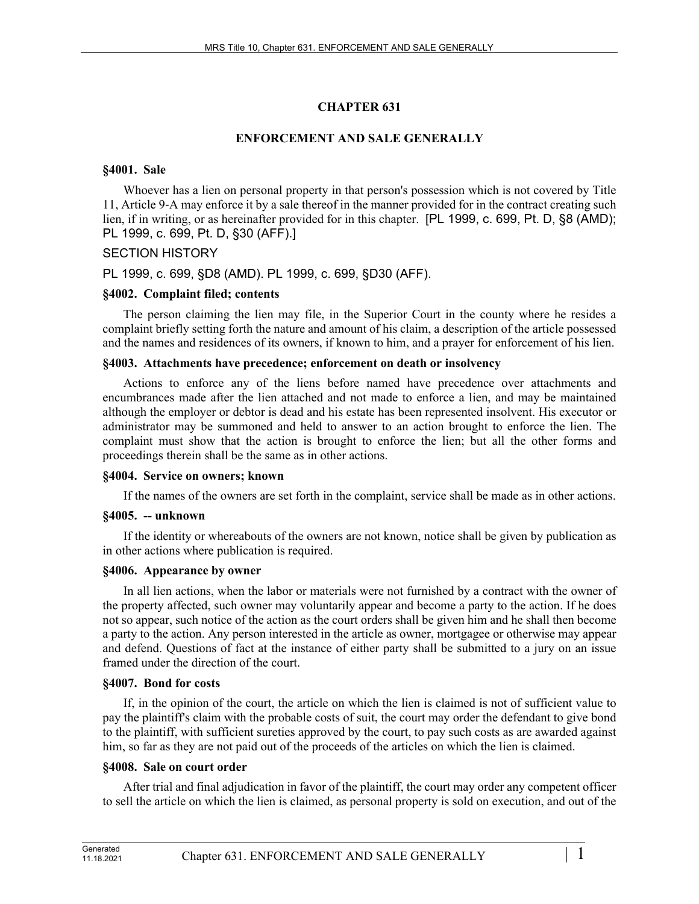# CHAPTER 631

## ENFORCEMENT AND SALE GENERALLY

### §4001. Sale

Whoever has a lien on personal property in that person's possession which is not covered by Title 11, Article 9-A may enforce it by a sale thereof in the manner provided for in the contract creating such lien, if in writing, or as hereinafter provided for in this chapter. [PL 1999, c. 699, Pt. D, §8 (AMD); PL 1999, c. 699, Pt. D, §30 (AFF).]

SECTION HISTORY

PL 1999, c. 699, §D8 (AMD). PL 1999, c. 699, §D30 (AFF).

### §4002. Complaint filed; contents

The person claiming the lien may file, in the Superior Court in the county where he resides a complaint briefly setting forth the nature and amount of his claim, a description of the article possessed and the names and residences of its owners, if known to him, and a prayer for enforcement of his lien.

### §4003. Attachments have precedence; enforcement on death or insolvency

Actions to enforce any of the liens before named have precedence over attachments and encumbrances made after the lien attached and not made to enforce a lien, and may be maintained although the employer or debtor is dead and his estate has been represented insolvent. His executor or administrator may be summoned and held to answer to an action brought to enforce the lien. The complaint must show that the action is brought to enforce the lien; but all the other forms and proceedings therein shall be the same as in other actions.

### §4004. Service on owners; known

If the names of the owners are set forth in the complaint, service shall be made as in other actions.

### §4005. -- unknown

If the identity or whereabouts of the owners are not known, notice shall be given by publication as in other actions where publication is required.

### §4006. Appearance by owner

In all lien actions, when the labor or materials were not furnished by a contract with the owner of the property affected, such owner may voluntarily appear and become a party to the action. If he does not so appear, such notice of the action as the court orders shall be given him and he shall then become a party to the action. Any person interested in the article as owner, mortgagee or otherwise may appear and defend. Questions of fact at the instance of either party shall be submitted to a jury on an issue framed under the direction of the court.

### §4007. Bond for costs

If, in the opinion of the court, the article on which the lien is claimed is not of sufficient value to pay the plaintiff's claim with the probable costs of suit, the court may order the defendant to give bond to the plaintiff, with sufficient sureties approved by the court, to pay such costs as are awarded against him, so far as they are not paid out of the proceeds of the articles on which the lien is claimed.

### §4008. Sale on court order

After trial and final adjudication in favor of the plaintiff, the court may order any competent officer to sell the article on which the lien is claimed, as personal property is sold on execution, and out of the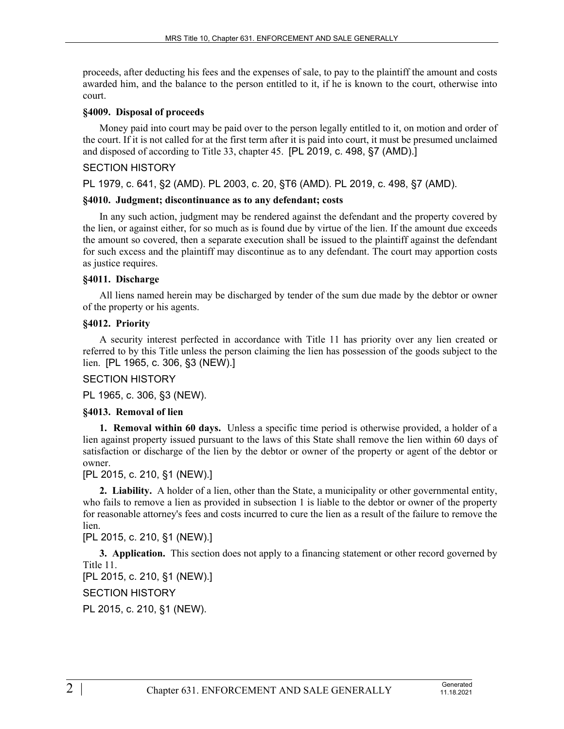proceeds, after deducting his fees and the expenses of sale, to pay to the plaintiff the amount and costs awarded him, and the balance to the person entitled to it, if he is known to the court, otherwise into court.

### §4009. Disposal of proceeds

Money paid into court may be paid over to the person legally entitled to it, on motion and order of the court. If it is not called for at the first term after it is paid into court, it must be presumed unclaimed and disposed of according to Title 33, chapter 45. [PL 2019, c. 498, §7 (AMD).]

SECTION HISTORY

PL 1979, c. 641, §2 (AMD). PL 2003, c. 20, §T6 (AMD). PL 2019, c. 498, §7 (AMD).

### §4010. Judgment; discontinuance as to any defendant; costs

In any such action, judgment may be rendered against the defendant and the property covered by the lien, or against either, for so much as is found due by virtue of the lien. If the amount due exceeds the amount so covered, then a separate execution shall be issued to the plaintiff against the defendant for such excess and the plaintiff may discontinue as to any defendant. The court may apportion costs as justice requires.

### §4011. Discharge

All liens named herein may be discharged by tender of the sum due made by the debtor or owner of the property or his agents.

### §4012. Priority

A security interest perfected in accordance with Title 11 has priority over any lien created or referred to by this Title unless the person claiming the lien has possession of the goods subject to the lien. [PL 1965, c. 306, §3 (NEW).]

SECTION HISTORY

PL 1965, c. 306, §3 (NEW).

### §4013. Removal of lien

**1. Removal within 60 days.** Unless a specific time period is otherwise provided, a holder of a lien against property issued pursuant to the laws of this State shall remove the lien within 60 days of satisfaction or discharge of the lien by the debtor or owner of the property or agent of the debtor or owner.

[PL 2015, c. 210, §1 (NEW).]

**2. Liability.** A holder of a lien, other than the State, a municipality or other governmental entity, who fails to remove a lien as provided in subsection 1 is liable to the debtor or owner of the property for reasonable attorney's fees and costs incurred to cure the lien as a result of the failure to remove the lien.

[PL 2015, c. 210, §1 (NEW).]

**3. Application.** This section does not apply to a financing statement or other record governed by Title 11.

[PL 2015, c. 210, §1 (NEW).]

SECTION HISTORY

PL 2015, c. 210, §1 (NEW).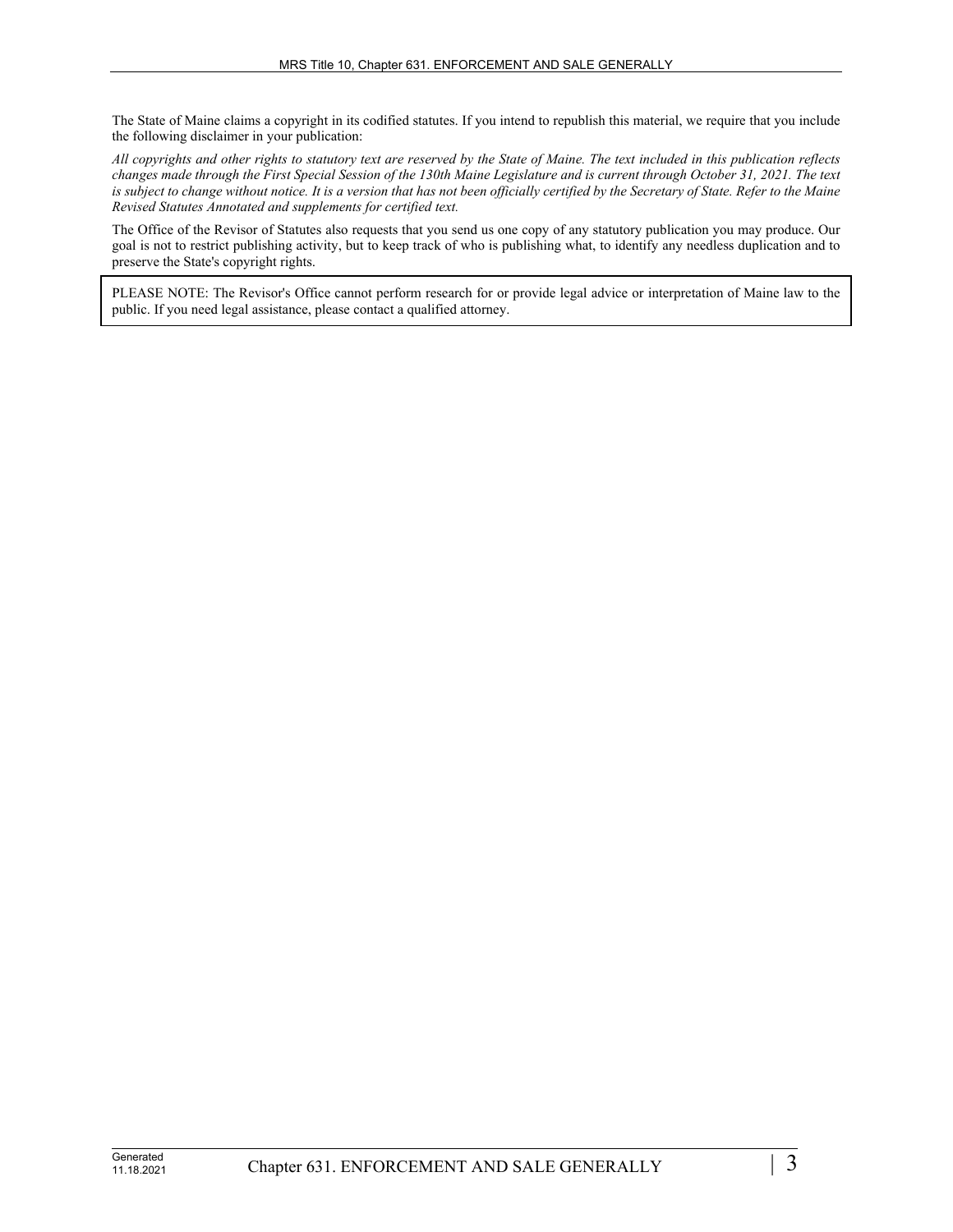The State of Maine claims a copyright in its codified statutes. If you intend to republish this material, we require that you include the following disclaimer in your publication:

*All copyrights and other rights to statutory text are reserved by the State of Maine. The text included in this publication reflects changes made through the First Special Session of the 130th Maine Legislature and is current through October 31, 2021. The text is subject to change without notice. It is a version that has not been officially certified by the Secretary of State. Refer to the Maine Revised Statutes Annotated and supplements for certified text.*

The Office of the Revisor of Statutes also requests that you send us one copy of any statutory publication you may produce. Our goal is not to restrict publishing activity, but to keep track of who is publishing what, to identify any needless duplication and to preserve the State's copyright rights.

PLEASE NOTE: The Revisor's Office cannot perform research for or provide legal advice or interpretation of Maine law to the public. If you need legal assistance, please contact a qualified attorney.